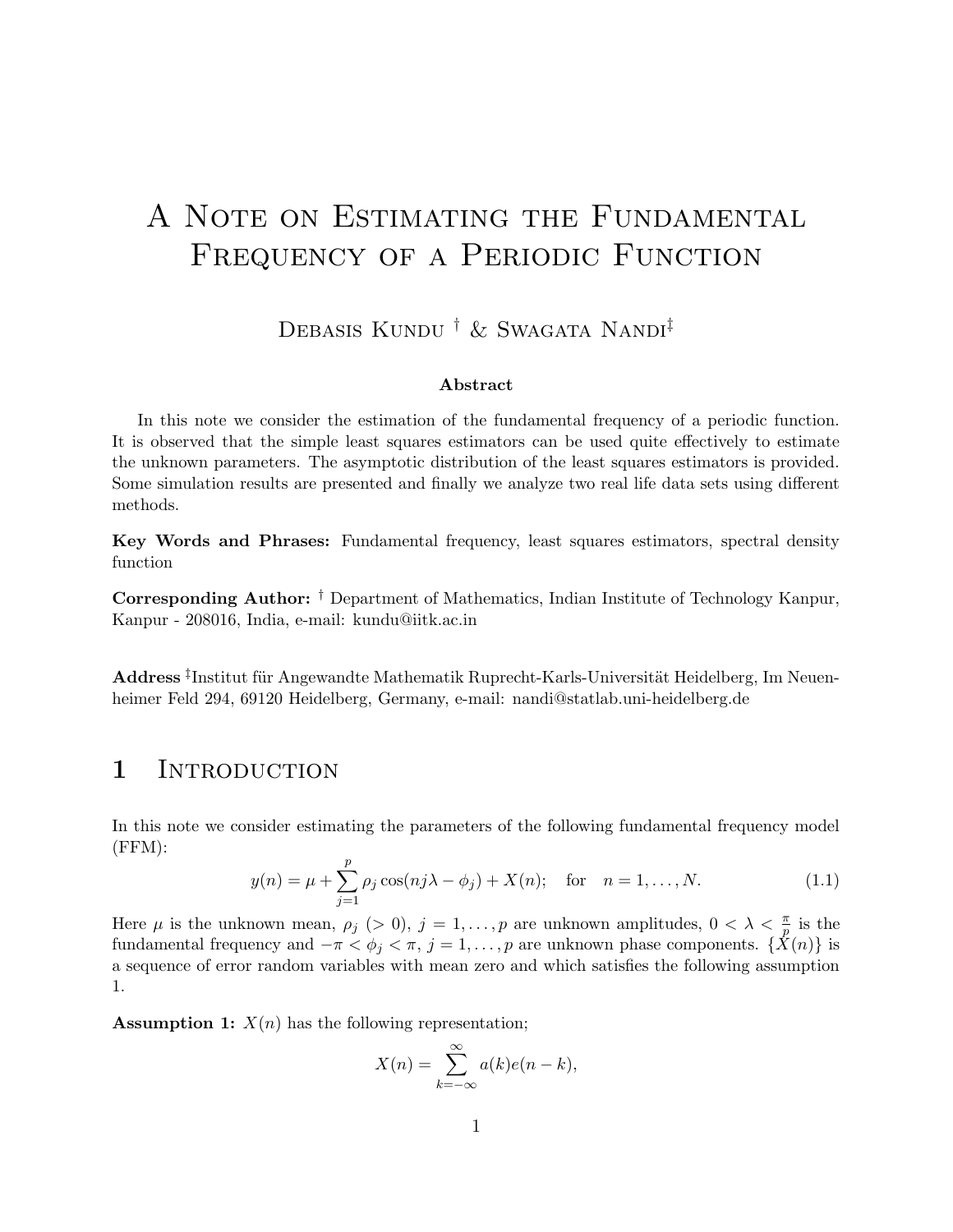# A Note on Estimating the Fundamental Frequency of a Periodic Function

Debasis Kundu [†] & Swagata Nandi[‡]

**Abstract**

In this note we consider the estimation of the fundamental frequency of a periodic function. It is observed that the simple least squares estimators can be used quite effectively to estimate the unknown parameters. The asymptotic distribution of the least squares estimators is provided. Some simulation results are presented and finally we analyze two real life data sets using different methods.

**Key Words and Phrases:** Fundamental frequency, least squares estimators, spectral density function

**Corresponding Author:** [†] Department of Mathematics, Indian Institute of Technology Kanpur, Kanpur - 208016, India, e-mail: kundu@iitk.ac.in

**Address** [‡]Institut für Angewandte Mathematik Ruprecht-Karls-Universität Heidelberg, Im Neuenheimer Feld 294, 69120 Heidelberg, Germany, e-mail: nandi@statlab.uni-heidelberg.de

## 1 Introduction

In this note we consider estimating the parameters of the following fundamental frequency model (FFM):

$$y(n) = \mu + \sum_{j=1}^{p} \rho_j \cos(nj\lambda - \phi_j) + X(n); \quad \text{for} \quad n = 1, \ldots, N. \tag{1.1}$$

Here $\mu$ is the unknown mean, $\rho_j$ $(> 0)$, $j = 1, \ldots, p$ are unknown amplitudes, $0 < \lambda < \frac{\pi}{p}$ is the fundamental frequency and $-\pi < \phi_j < \pi$, $j = 1, \ldots, p$ are unknown phase components. $\{X(n)\}$ is a sequence of error random variables with mean zero and which satisfies the following assumption 1.

**Assumption 1:** $X(n)$ has the following representation;

$$X(n) = \sum_{k=-\infty}^{\infty} a(k) e(n-k),$$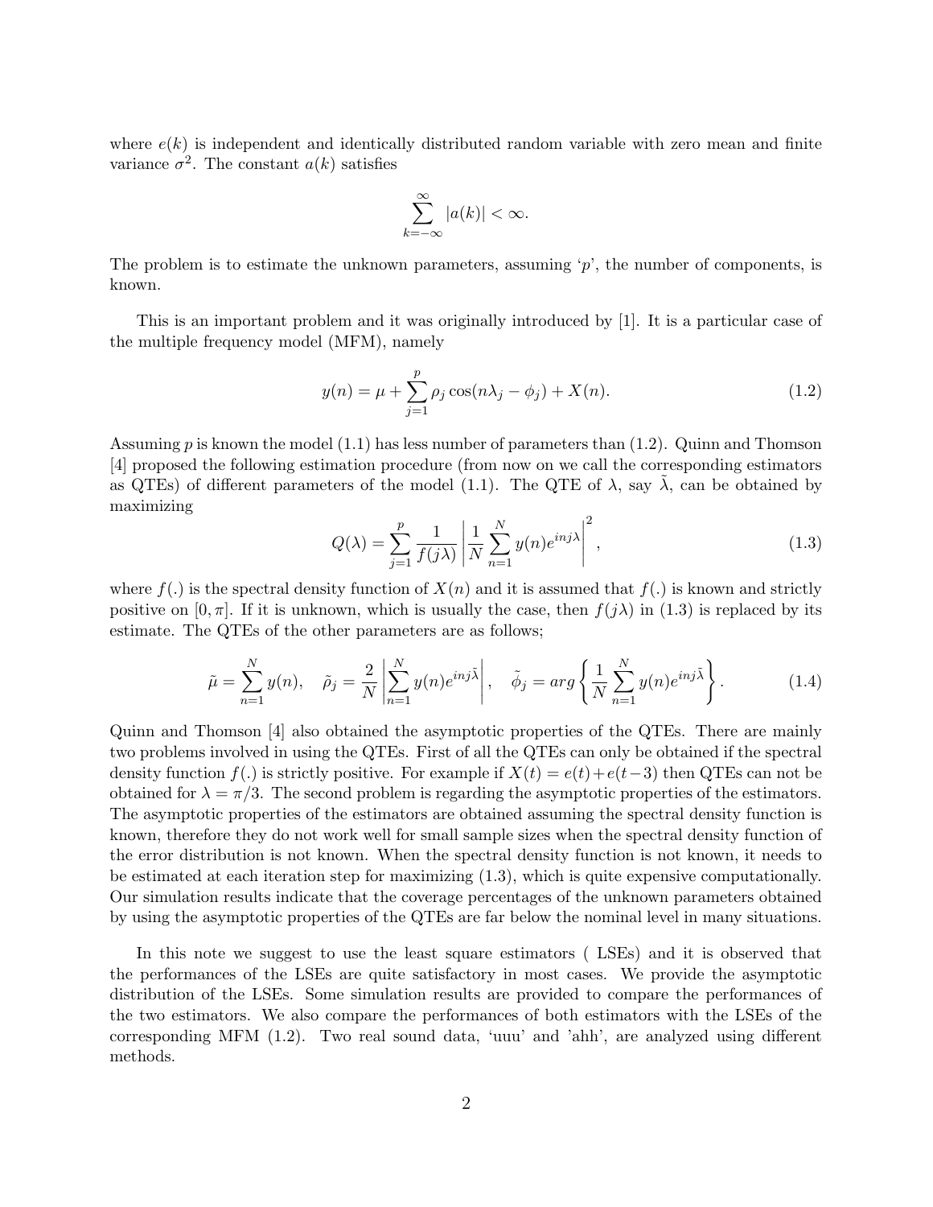where $e(k)$ is independent and identically distributed random variable with zero mean and finite variance $\sigma^2$. The constant $a(k)$ satisfies

$$\sum_{k=-\infty}^{\infty} |a(k)| < \infty.$$

The problem is to estimate the unknown parameters, assuming '$p$', the number of components, is known.

This is an important problem and it was originally introduced by [1]. It is a particular case of the multiple frequency model (MFM), namely

$$y(n) = \mu + \sum_{j=1}^{p} \rho_j \cos(n\lambda_j - \phi_j) + X(n). \tag{1.2}$$

Assuming $p$ is known the model (1.1) has less number of parameters than (1.2). Quinn and Thomson [4] proposed the following estimation procedure (from now on we call the corresponding estimators as QTEs) of different parameters of the model (1.1). The QTE of $\lambda$, say $\tilde{\lambda}$, can be obtained by maximizing

$$Q(\lambda) = \sum_{j=1}^{p} \frac{1}{f(j\lambda)} \left| \frac{1}{N} \sum_{n=1}^{N} y(n) e^{inj\lambda} \right|^2, \tag{1.3}$$

where $f(.)$ is the spectral density function of $X(n)$ and it is assumed that $f(.)$ is known and strictly positive on $[0, \pi]$. If it is unknown, which is usually the case, then $f(j\lambda)$ in (1.3) is replaced by its estimate. The QTEs of the other parameters are as follows;

$$\tilde{\mu} = \sum_{n=1}^{N} y(n), \quad \tilde{\rho}_j = \frac{2}{N} \left| \sum_{n=1}^{N} y(n) e^{inj\tilde{\lambda}} \right|, \quad \tilde{\phi}_j = arg \left\{ \frac{1}{N} \sum_{n=1}^{N} y(n) e^{inj\tilde{\lambda}} \right\}. \tag{1.4}$$

Quinn and Thomson [4] also obtained the asymptotic properties of the QTEs. There are mainly two problems involved in using the QTEs. First of all the QTEs can only be obtained if the spectral density function $f(.)$ is strictly positive. For example if $X(t) = e(t) + e(t-3)$ then QTEs can not be obtained for $\lambda = \pi/3$. The second problem is regarding the asymptotic properties of the estimators. The asymptotic properties of the estimators are obtained assuming the spectral density function is known, therefore they do not work well for small sample sizes when the spectral density function of the error distribution is not known. When the spectral density function is not known, it needs to be estimated at each iteration step for maximizing (1.3), which is quite expensive computationally. Our simulation results indicate that the coverage percentages of the unknown parameters obtained by using the asymptotic properties of the QTEs are far below the nominal level in many situations.

In this note we suggest to use the least square estimators ( LSEs) and it is observed that the performances of the LSEs are quite satisfactory in most cases. We provide the asymptotic distribution of the LSEs. Some simulation results are provided to compare the performances of the two estimators. We also compare the performances of both estimators with the LSEs of the corresponding MFM (1.2). Two real sound data, 'uuu' and 'ahh', are analyzed using different methods.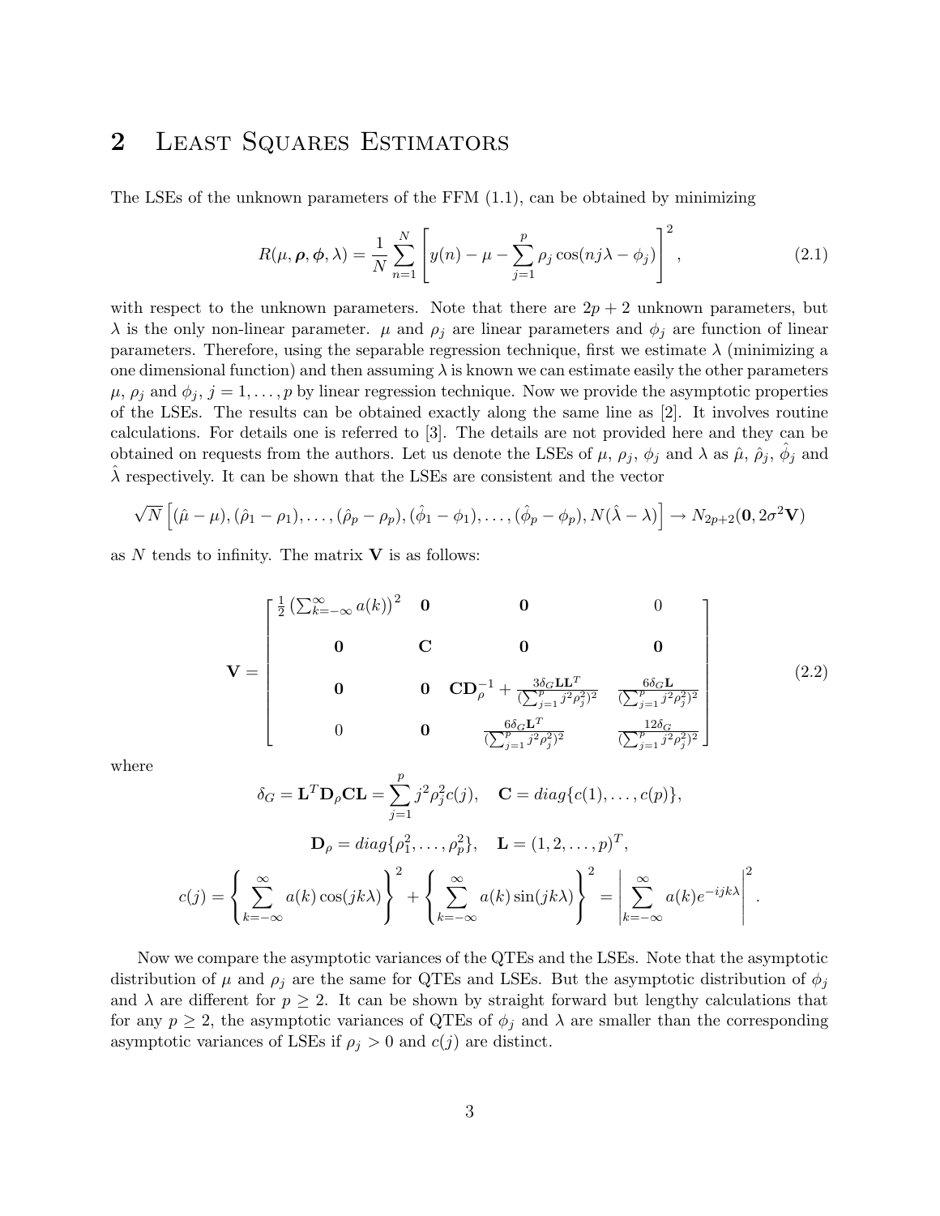## 2 Least Squares Estimators

The LSEs of the unknown parameters of the FFM (1.1), can be obtained by minimizing

$$R(\mu, \boldsymbol{\rho}, \boldsymbol{\phi}, \lambda) = \frac{1}{N} \sum_{n=1}^{N} \left[ y(n) - \mu - \sum_{j=1}^{p} \rho_j \cos(nj\lambda - \phi_j) \right]^2, \tag{2.1}$$

with respect to the unknown parameters. Note that there are $2p+2$ unknown parameters, but $\lambda$ is the only non-linear parameter. $\mu$ and $\rho_j$ are linear parameters and $\phi_j$ are function of linear parameters. Therefore, using the separable regression technique, first we estimate $\lambda$ (minimizing a one dimensional function) and then assuming $\lambda$ is known we can estimate easily the other parameters $\mu$, $\rho_j$ and $\phi_j$, $j = 1, \ldots, p$ by linear regression technique. Now we provide the asymptotic properties of the LSEs. The results can be obtained exactly along the same line as [2]. It involves routine calculations. For details one is referred to [3]. The details are not provided here and they can be obtained on requests from the authors. Let us denote the LSEs of $\mu$, $\rho_j$, $\phi_j$ and $\lambda$ as $\hat{\mu}$, $\hat{\rho}_j$, $\hat{\phi}_j$ and $\hat{\lambda}$ respectively. It can be shown that the LSEs are consistent and the vector

$$\sqrt{N}\left[(\hat{\mu} - \mu), (\hat{\rho}_1 - \rho_1), \ldots, (\hat{\rho}_p - \rho_p), (\hat{\phi}_1 - \phi_1), \ldots, (\hat{\phi}_p - \phi_p), N(\hat{\lambda} - \lambda)\right] \rightarrow N_{2p+2}(\mathbf{0}, 2\sigma^2 \mathbf{V})$$

as $N$ tends to infinity. The matrix $\mathbf{V}$ is as follows:

$$\mathbf{V} = \begin{bmatrix} \frac{1}{2}\left(\sum_{k=-\infty}^{\infty} a(k)\right)^2 & \mathbf{0} & \mathbf{0} & 0 \\ \mathbf{0} & \mathbf{C} & \mathbf{0} & \mathbf{0} \\ \mathbf{0} & \mathbf{0} & \mathbf{C}\mathbf{D}_\rho^{-1} + \frac{3\delta_G \mathbf{L}\mathbf{L}^T}{(\sum_{j=1}^p j^2\rho_j^2)^2} & \frac{6\delta_G \mathbf{L}}{(\sum_{j=1}^p j^2\rho_j^2)^2} \\ 0 & \mathbf{0} & \frac{6\delta_G \mathbf{L}^T}{(\sum_{j=1}^p j^2\rho_j^2)^2} & \frac{12\delta_G}{(\sum_{j=1}^p j^2\rho_j^2)^2} \end{bmatrix} \tag{2.2}$$

where

$$\delta_G = \mathbf{L}^T \mathbf{D}_\rho \mathbf{C} \mathbf{L} = \sum_{j=1}^{p} j^2 \rho_j^2 c(j), \quad \mathbf{C} = diag\{c(1), \ldots, c(p)\},$$

$$\mathbf{D}_\rho = diag\{\rho_1^2, \ldots, \rho_p^2\}, \quad \mathbf{L} = (1, 2, \ldots, p)^T,$$

$$c(j) = \left\{ \sum_{k=-\infty}^{\infty} a(k)\cos(jk\lambda) \right\}^2 + \left\{ \sum_{k=-\infty}^{\infty} a(k)\sin(jk\lambda) \right\}^2 = \left| \sum_{k=-\infty}^{\infty} a(k) e^{-ijk\lambda} \right|^2.$$

Now we compare the asymptotic variances of the QTEs and the LSEs. Note that the asymptotic distribution of $\mu$ and $\rho_j$ are the same for QTEs and LSEs. But the asymptotic distribution of $\phi_j$ and $\lambda$ are different for $p \geq 2$. It can be shown by straight forward but lengthy calculations that for any $p \geq 2$, the asymptotic variances of QTEs of $\phi_j$ and $\lambda$ are smaller than the corresponding asymptotic variances of LSEs if $\rho_j > 0$ and $c(j)$ are distinct.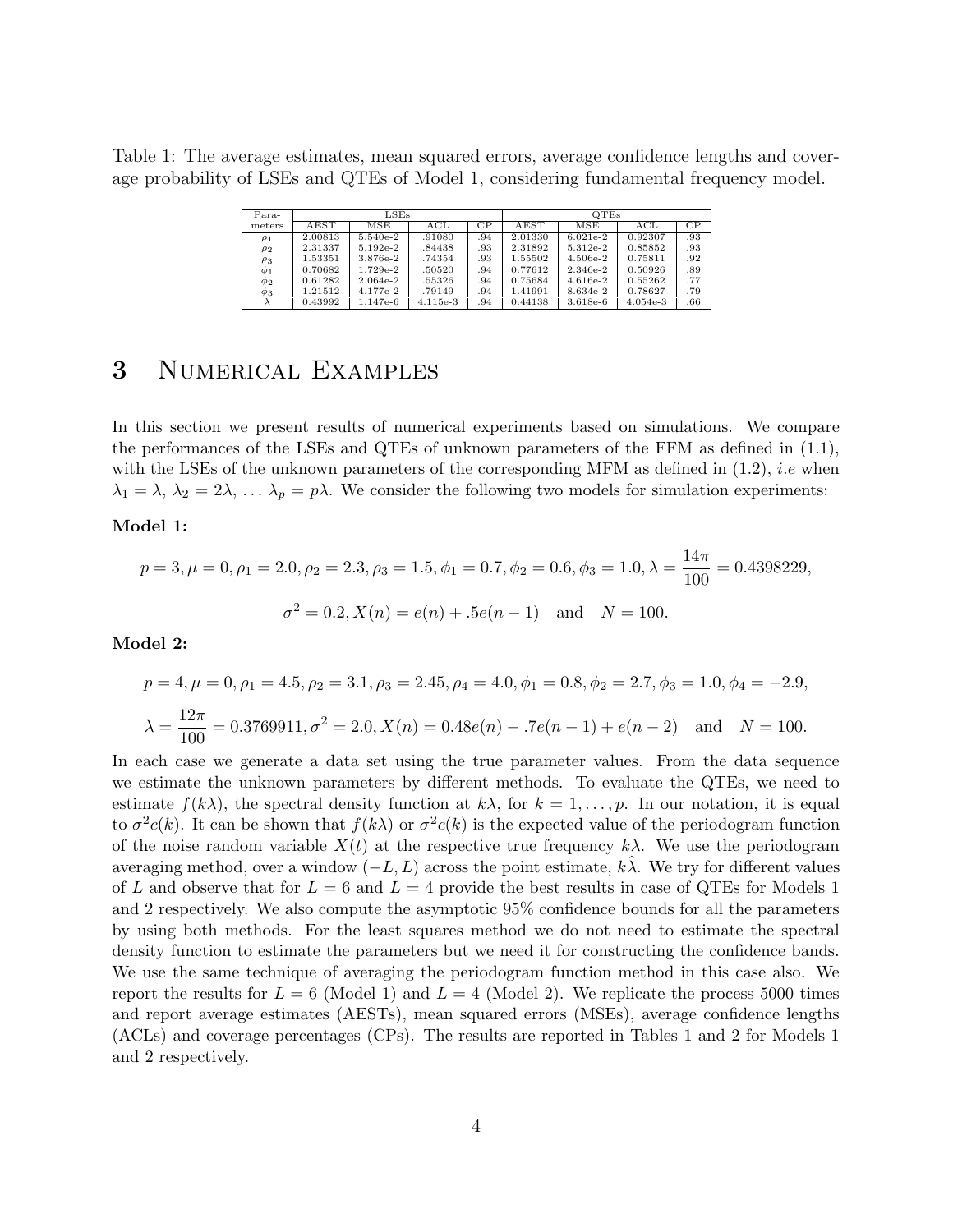Table 1: The average estimates, mean squared errors, average confidence lengths and coverage probability of LSEs and QTEs of Model 1, considering fundamental frequency model.

| Para- | LSEs | | | | QTEs | | | |
|---|---|---|---|---|---|---|---|---|
| meters | AEST | MSE | ACL | CP | AEST | MSE | ACL | CP |
| $\rho_1$ | 2.00813 | 5.540e-2 | .91080 | .94 | 2.01330 | 6.021e-2 | 0.92307 | .93 |
| $\rho_2$ | 2.31337 | 5.192e-2 | .84438 | .93 | 2.31892 | 5.312e-2 | 0.85852 | .93 |
| $\rho_3$ | 1.53351 | 3.876e-2 | .74354 | .93 | 1.55502 | 4.506e-2 | 0.75811 | .92 |
| $\phi_1$ | 0.70682 | 1.729e-2 | .50520 | .94 | 0.77612 | 2.346e-2 | 0.50926 | .89 |
| $\phi_2$ | 0.61282 | 2.064e-2 | .55326 | .94 | 0.75684 | 4.616e-2 | 0.55262 | .77 |
| $\phi_3$ | 1.21512 | 4.177e-2 | .79149 | .94 | 1.41991 | 8.634e-2 | 0.78627 | .79 |
| $\lambda$ | 0.43992 | 1.147e-6 | 4.115e-3 | .94 | 0.44138 | 3.618e-6 | 4.054e-3 | .66 |

# 3 Numerical Examples

In this section we present results of numerical experiments based on simulations. We compare the performances of the LSEs and QTEs of unknown parameters of the FFM as defined in (1.1), with the LSEs of the unknown parameters of the corresponding MFM as defined in (1.2), *i.e* when $\lambda_1 = \lambda$, $\lambda_2 = 2\lambda$, $\ldots$ $\lambda_p = p\lambda$. We consider the following two models for simulation experiments:

**Model 1:**

$$p = 3, \mu = 0, \rho_1 = 2.0, \rho_2 = 2.3, \rho_3 = 1.5, \phi_1 = 0.7, \phi_2 = 0.6, \phi_3 = 1.0, \lambda = \frac{14\pi}{100} = 0.4398229,$$

$$\sigma^2 = 0.2, X(n) = e(n) + .5e(n-1) \quad \text{and} \quad N = 100.$$

**Model 2:**

$$p = 4, \mu = 0, \rho_1 = 4.5, \rho_2 = 3.1, \rho_3 = 2.45, \rho_4 = 4.0, \phi_1 = 0.8, \phi_2 = 2.7, \phi_3 = 1.0, \phi_4 = -2.9,$$

$$\lambda = \frac{12\pi}{100} = 0.3769911, \sigma^2 = 2.0, X(n) = 0.48e(n) - .7e(n-1) + e(n-2) \quad \text{and} \quad N = 100.$$

In each case we generate a data set using the true parameter values. From the data sequence we estimate the unknown parameters by different methods. To evaluate the QTEs, we need to estimate $f(k\lambda)$, the spectral density function at $k\lambda$, for $k = 1, \ldots, p$. In our notation, it is equal to $\sigma^2 c(k)$. It can be shown that $f(k\lambda)$ or $\sigma^2 c(k)$ is the expected value of the periodogram function of the noise random variable $X(t)$ at the respective true frequency $k\lambda$. We use the periodogram averaging method, over a window $(-L, L)$ across the point estimate, $k\hat{\lambda}$. We try for different values of $L$ and observe that for $L = 6$ and $L = 4$ provide the best results in case of QTEs for Models 1 and 2 respectively. We also compute the asymptotic 95% confidence bounds for all the parameters by using both methods. For the least squares method we do not need to estimate the spectral density function to estimate the parameters but we need it for constructing the confidence bands. We use the same technique of averaging the periodogram function method in this case also. We report the results for $L = 6$ (Model 1) and $L = 4$ (Model 2). We replicate the process 5000 times and report average estimates (AESTs), mean squared errors (MSEs), average confidence lengths (ACLs) and coverage percentages (CPs). The results are reported in Tables 1 and 2 for Models 1 and 2 respectively.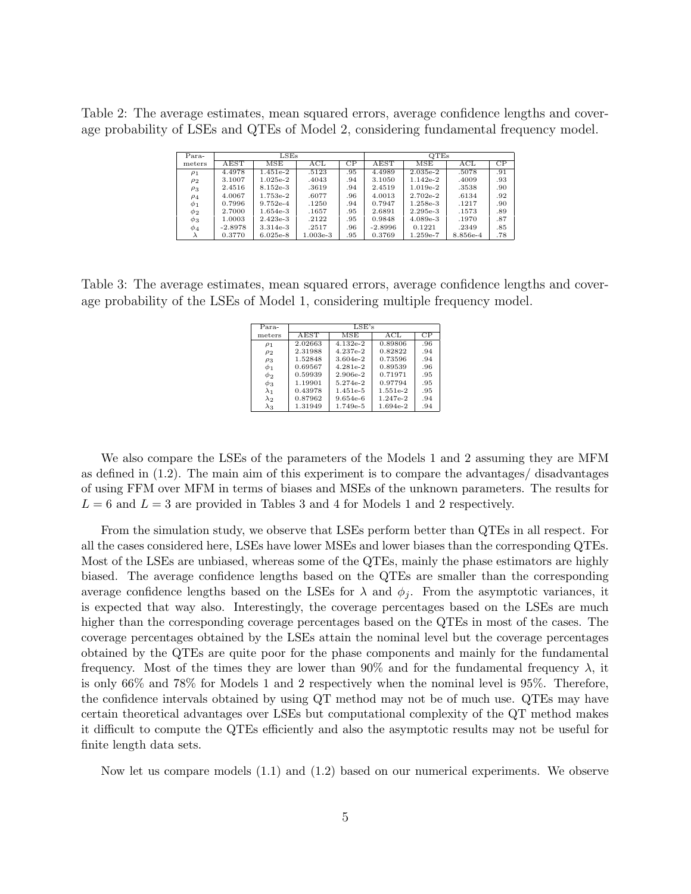Table 2: The average estimates, mean squared errors, average confidence lengths and coverage probability of LSEs and QTEs of Model 2, considering fundamental frequency model.

| Para- | LSEs | | | | QTEs | | | |
|---|---|---|---|---|---|---|---|---|
| meters | AEST | MSE | ACL | CP | AEST | MSE | ACL | CP |
| $\rho_1$ | 4.4978 | 1.451e-2 | .5123 | .95 | 4.4989 | 2.035e-2 | .5078 | .91 |
| $\rho_2$ | 3.1007 | 1.025e-2 | .4043 | .94 | 3.1050 | 1.142e-2 | .4009 | .93 |
| $\rho_3$ | 2.4516 | 8.152e-3 | .3619 | .94 | 2.4519 | 1.019e-2 | .3538 | .90 |
| $\rho_4$ | 4.0067 | 1.753e-2 | .6077 | .96 | 4.0013 | 2.702e-2 | .6134 | .92 |
| $\phi_1$ | 0.7996 | 9.752e-4 | .1250 | .94 | 0.7947 | 1.258e-3 | .1217 | .90 |
| $\phi_2$ | 2.7000 | 1.654e-3 | .1657 | .95 | 2.6891 | 2.295e-3 | .1573 | .89 |
| $\phi_3$ | 1.0003 | 2.423e-3 | .2122 | .95 | 0.9848 | 4.089e-3 | .1970 | .87 |
| $\phi_4$ | -2.8978 | 3.314e-3 | .2517 | .96 | -2.8996 | 0.1221 | .2349 | .85 |
| $\lambda$ | 0.3770 | 6.025e-8 | 1.003e-3 | .95 | 0.3769 | 1.259e-7 | 8.856e-4 | .78 |

Table 3: The average estimates, mean squared errors, average confidence lengths and coverage probability of the LSEs of Model 1, considering multiple frequency model.

| Para- | LSE's | | | |
|---|---|---|---|---|
| meters | AEST | MSE | ACL | CP |
| $\rho_1$ | 2.02663 | 4.132e-2 | 0.89806 | .96 |
| $\rho_2$ | 2.31988 | 4.237e-2 | 0.82822 | .94 |
| $\rho_3$ | 1.52848 | 3.604e-2 | 0.73596 | .94 |
| $\phi_1$ | 0.69567 | 4.281e-2 | 0.89539 | .96 |
| $\phi_2$ | 0.59939 | 2.906e-2 | 0.71971 | .95 |
| $\phi_3$ | 1.19901 | 5.274e-2 | 0.97794 | .95 |
| $\lambda_1$ | 0.43978 | 1.451e-5 | 1.551e-2 | .95 |
| $\lambda_2$ | 0.87962 | 9.654e-6 | 1.247e-2 | .94 |
| $\lambda_3$ | 1.31949 | 1.749e-5 | 1.694e-2 | .94 |

We also compare the LSEs of the parameters of the Models 1 and 2 assuming they are MFM as defined in (1.2). The main aim of this experiment is to compare the advantages/ disadvantages of using FFM over MFM in terms of biases and MSEs of the unknown parameters. The results for $L = 6$ and $L = 3$ are provided in Tables 3 and 4 for Models 1 and 2 respectively.

From the simulation study, we observe that LSEs perform better than QTEs in all respect. For all the cases considered here, LSEs have lower MSEs and lower biases than the corresponding QTEs. Most of the LSEs are unbiased, whereas some of the QTEs, mainly the phase estimators are highly biased. The average confidence lengths based on the QTEs are smaller than the corresponding average confidence lengths based on the LSEs for $\lambda$ and $\phi_j$. From the asymptotic variances, it is expected that way also. Interestingly, the coverage percentages based on the LSEs are much higher than the corresponding coverage percentages based on the QTEs in most of the cases. The coverage percentages obtained by the LSEs attain the nominal level but the coverage percentages obtained by the QTEs are quite poor for the phase components and mainly for the fundamental frequency. Most of the times they are lower than 90% and for the fundamental frequency $\lambda$, it is only 66% and 78% for Models 1 and 2 respectively when the nominal level is 95%. Therefore, the confidence intervals obtained by using QT method may not be of much use. QTEs may have certain theoretical advantages over LSEs but computational complexity of the QT method makes it difficult to compute the QTEs efficiently and also the asymptotic results may not be useful for finite length data sets.

Now let us compare models (1.1) and (1.2) based on our numerical experiments. We observe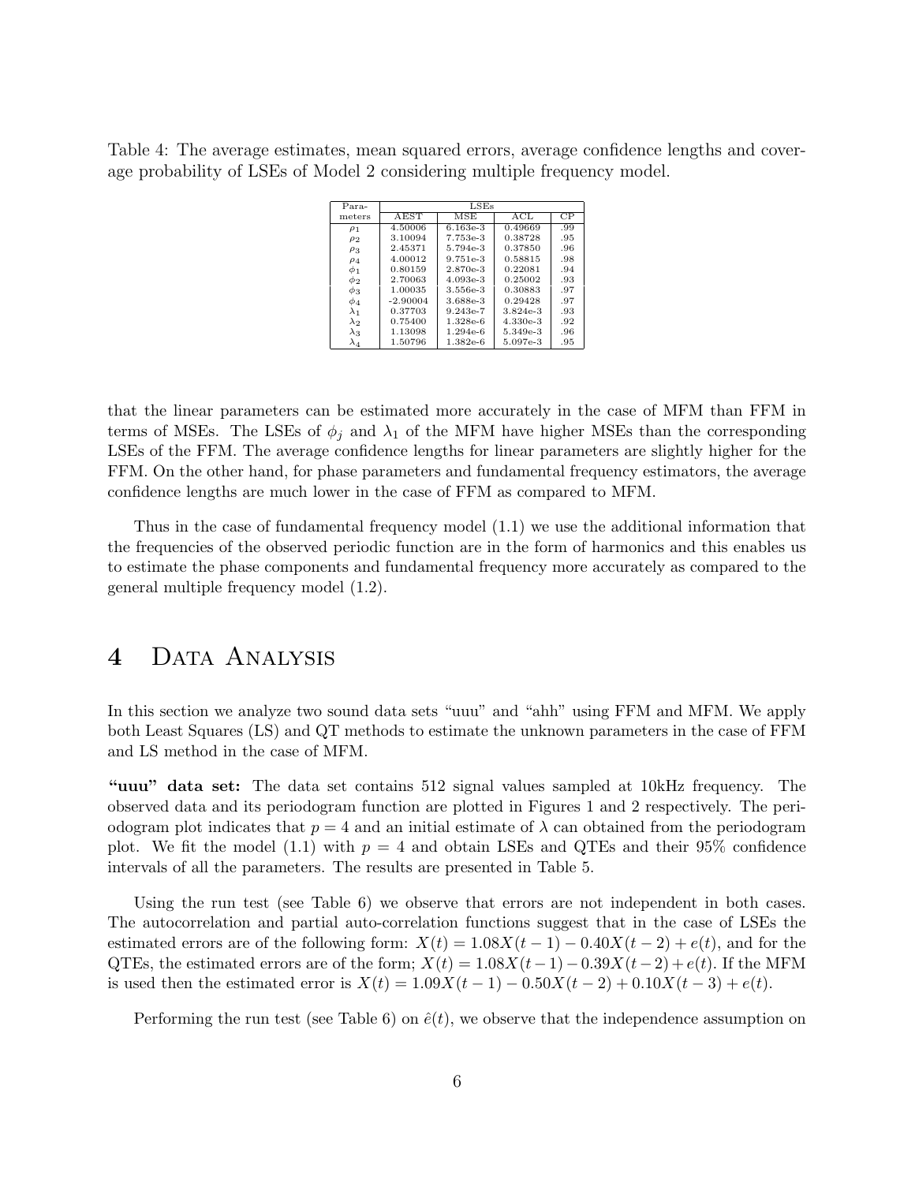Table 4: The average estimates, mean squared errors, average confidence lengths and coverage probability of LSEs of Model 2 considering multiple frequency model.

| Para-meters | LSEs | | | |
|---|---|---|---|---|
| | AEST | MSE | ACL | CP |
| $\rho_1$ | 4.50006 | 6.163e-3 | 0.49669 | .99 |
| $\rho_2$ | 3.10094 | 7.753e-3 | 0.38728 | .95 |
| $\rho_3$ | 2.45371 | 5.794e-3 | 0.37850 | .96 |
| $\rho_4$ | 4.00012 | 9.751e-3 | 0.58815 | .98 |
| $\phi_1$ | 0.80159 | 2.870e-3 | 0.22081 | .94 |
| $\phi_2$ | 2.70063 | 4.093e-3 | 0.25002 | .93 |
| $\phi_3$ | 1.00035 | 3.556e-3 | 0.30883 | .97 |
| $\phi_4$ | -2.90004 | 3.688e-3 | 0.29428 | .97 |
| $\lambda_1$ | 0.37703 | 9.243e-7 | 3.824e-3 | .93 |
| $\lambda_2$ | 0.75400 | 1.328e-6 | 4.330e-3 | .92 |
| $\lambda_3$ | 1.13098 | 1.294e-6 | 5.349e-3 | .96 |
| $\lambda_4$ | 1.50796 | 1.382e-6 | 5.097e-3 | .95 |

that the linear parameters can be estimated more accurately in the case of MFM than FFM in terms of MSEs. The LSEs of $\phi_j$ and $\lambda_1$ of the MFM have higher MSEs than the corresponding LSEs of the FFM. The average confidence lengths for linear parameters are slightly higher for the FFM. On the other hand, for phase parameters and fundamental frequency estimators, the average confidence lengths are much lower in the case of FFM as compared to MFM.

Thus in the case of fundamental frequency model (1.1) we use the additional information that the frequencies of the observed periodic function are in the form of harmonics and this enables us to estimate the phase components and fundamental frequency more accurately as compared to the general multiple frequency model (1.2).

# 4 Data Analysis

In this section we analyze two sound data sets "uuu" and "ahh" using FFM and MFM. We apply both Least Squares (LS) and QT methods to estimate the unknown parameters in the case of FFM and LS method in the case of MFM.

**"uuu" data set:** The data set contains 512 signal values sampled at 10kHz frequency. The observed data and its periodogram function are plotted in Figures 1 and 2 respectively. The periodogram plot indicates that $p = 4$ and an initial estimate of $\lambda$ can obtained from the periodogram plot. We fit the model (1.1) with $p = 4$ and obtain LSEs and QTEs and their 95% confidence intervals of all the parameters. The results are presented in Table 5.

Using the run test (see Table 6) we observe that errors are not independent in both cases. The autocorrelation and partial auto-correlation functions suggest that in the case of LSEs the estimated errors are of the following form: $X(t) = 1.08X(t-1) - 0.40X(t-2) + e(t)$, and for the QTEs, the estimated errors are of the form; $X(t) = 1.08X(t-1) - 0.39X(t-2) + e(t)$. If the MFM is used then the estimated error is $X(t) = 1.09X(t-1) - 0.50X(t-2) + 0.10X(t-3) + e(t)$.

Performing the run test (see Table 6) on $\hat{e}(t)$, we observe that the independence assumption on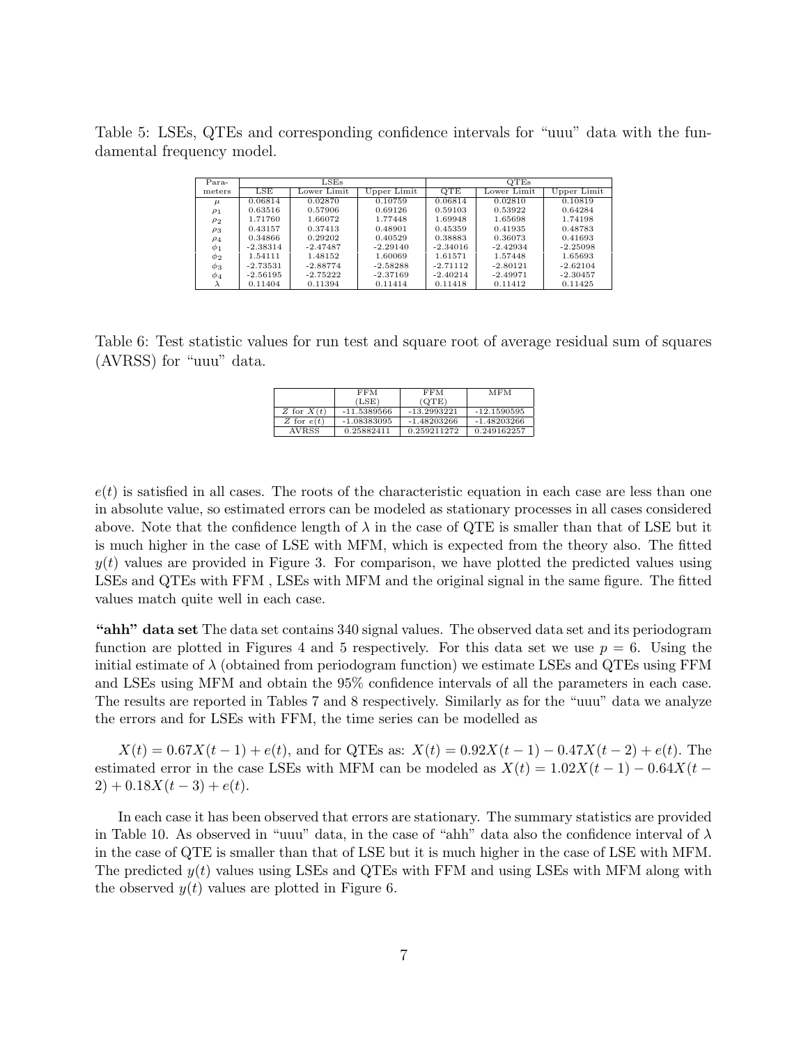Table 5: LSEs, QTEs and corresponding confidence intervals for "uuu" data with the fundamental frequency model.

| Para- | LSEs | | | QTEs | | |
|---|---|---|---|---|---|---|
| meters | LSE | Lower Limit | Upper Limit | QTE | Lower Limit | Upper Limit |
| $\mu$ | 0.06814 | 0.02870 | 0.10759 | 0.06814 | 0.02810 | 0.10819 |
| $\rho_1$ | 0.63516 | 0.57906 | 0.69126 | 0.59103 | 0.53922 | 0.64284 |
| $\rho_2$ | 1.71760 | 1.66072 | 1.77448 | 1.69948 | 1.65698 | 1.74198 |
| $\rho_3$ | 0.43157 | 0.37413 | 0.48901 | 0.45359 | 0.41935 | 0.48783 |
| $\rho_4$ | 0.34866 | 0.29202 | 0.40529 | 0.38883 | 0.36073 | 0.41693 |
| $\phi_1$ | -2.38314 | -2.47487 | -2.29140 | -2.34016 | -2.42934 | -2.25098 |
| $\phi_2$ | 1.54111 | 1.48152 | 1.60069 | 1.61571 | 1.57448 | 1.65693 |
| $\phi_3$ | -2.73531 | -2.88774 | -2.58288 | -2.71112 | -2.80121 | -2.62104 |
| $\phi_4$ | -2.56195 | -2.75222 | -2.37169 | -2.40214 | -2.49971 | -2.30457 |
| $\lambda$ | 0.11404 | 0.11394 | 0.11414 | 0.11418 | 0.11412 | 0.11425 |

Table 6: Test statistic values for run test and square root of average residual sum of squares (AVRSS) for "uuu" data.

| | FFM (LSE) | FFM (QTE) | MFM |
|---|---|---|---|
| $Z$ for $X(t)$ | -11.5389566 | -13.2993221 | -12.1590595 |
| $Z$ for $e(t)$ | -1.08383095 | -1.48203266 | -1.48203266 |
| AVRSS | 0.25882411 | 0.259211272 | 0.249162257 |

$e(t)$ is satisfied in all cases. The roots of the characteristic equation in each case are less than one in absolute value, so estimated errors can be modeled as stationary processes in all cases considered above. Note that the confidence length of $\lambda$ in the case of QTE is smaller than that of LSE but it is much higher in the case of LSE with MFM, which is expected from the theory also. The fitted $y(t)$ values are provided in Figure 3. For comparison, we have plotted the predicted values using LSEs and QTEs with FFM , LSEs with MFM and the original signal in the same figure. The fitted values match quite well in each case.

**"ahh" data set** The data set contains 340 signal values. The observed data set and its periodogram function are plotted in Figures 4 and 5 respectively. For this data set we use $p = 6$. Using the initial estimate of $\lambda$ (obtained from periodogram function) we estimate LSEs and QTEs using FFM and LSEs using MFM and obtain the 95% confidence intervals of all the parameters in each case. The results are reported in Tables 7 and 8 respectively. Similarly as for the "uuu" data we analyze the errors and for LSEs with FFM, the time series can be modelled as

$X(t) = 0.67X(t-1) + e(t)$, and for QTEs as: $X(t) = 0.92X(t-1) - 0.47X(t-2) + e(t)$. The estimated error in the case LSEs with MFM can be modeled as $X(t) = 1.02X(t-1) - 0.64X(t-2) + 0.18X(t-3) + e(t)$.

In each case it has been observed that errors are stationary. The summary statistics are provided in Table 10. As observed in "uuu" data, in the case of "ahh" data also the confidence interval of $\lambda$ in the case of QTE is smaller than that of LSE but it is much higher in the case of LSE with MFM. The predicted $y(t)$ values using LSEs and QTEs with FFM and using LSEs with MFM along with the observed $y(t)$ values are plotted in Figure 6.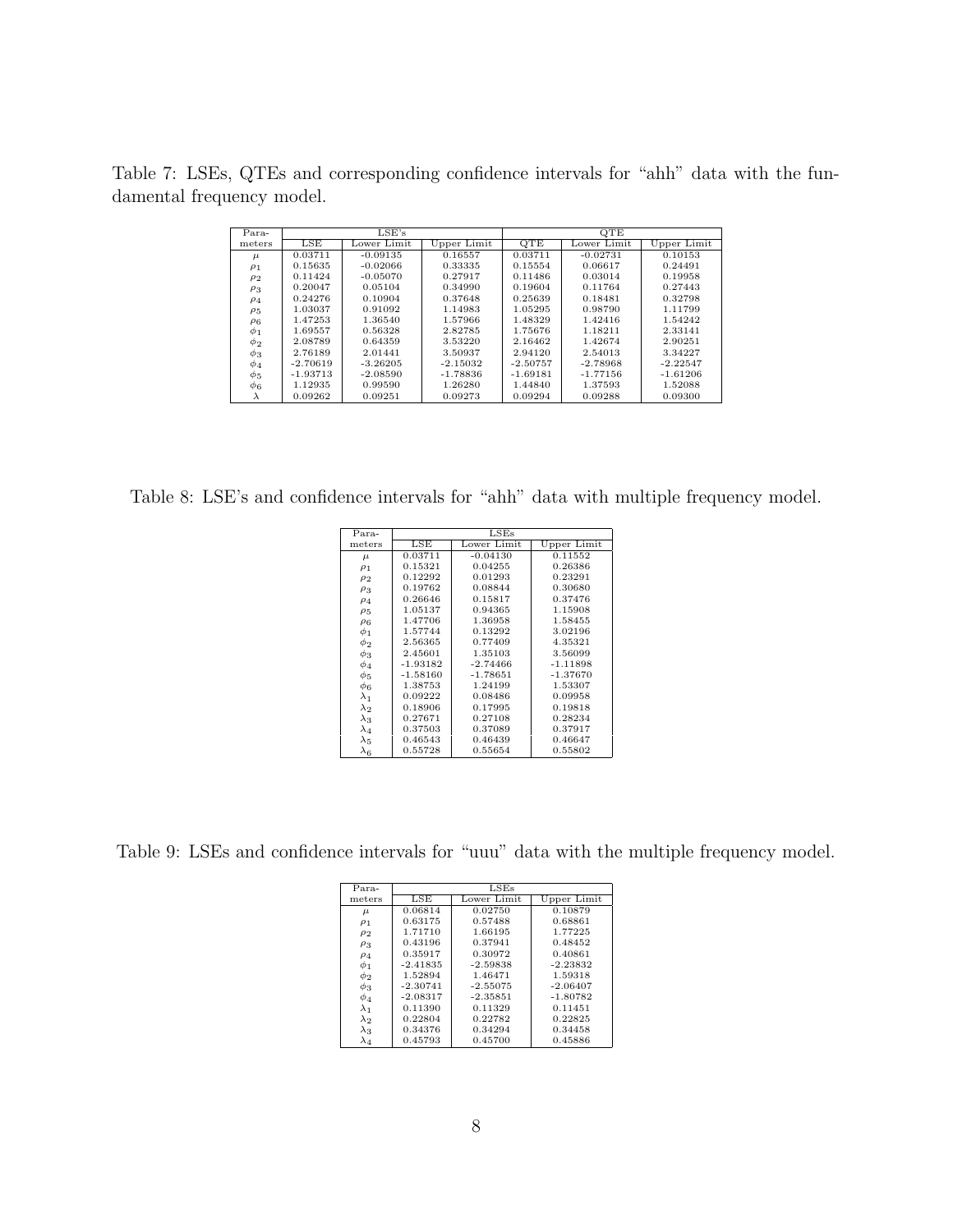Table 7: LSEs, QTEs and corresponding confidence intervals for "ahh" data with the fundamental frequency model.

| Para- | LSE's | | | QTE | | |
|---|---|---|---|---|---|---|
| meters | LSE | Lower Limit | Upper Limit | QTE | Lower Limit | Upper Limit |
| $\mu$ | 0.03711 | -0.09135 | 0.16557 | 0.03711 | -0.02731 | 0.10153 |
| $\rho_1$ | 0.15635 | -0.02066 | 0.33335 | 0.15554 | 0.06617 | 0.24491 |
| $\rho_2$ | 0.11424 | -0.05070 | 0.27917 | 0.11486 | 0.03014 | 0.19958 |
| $\rho_3$ | 0.20047 | 0.05104 | 0.34990 | 0.19604 | 0.11764 | 0.27443 |
| $\rho_4$ | 0.24276 | 0.10904 | 0.37648 | 0.25639 | 0.18481 | 0.32798 |
| $\rho_5$ | 1.03037 | 0.91092 | 1.14983 | 1.05295 | 0.98790 | 1.11799 |
| $\rho_6$ | 1.47253 | 1.36540 | 1.57966 | 1.48329 | 1.42416 | 1.54242 |
| $\phi_1$ | 1.69557 | 0.56328 | 2.82785 | 1.75676 | 1.18211 | 2.33141 |
| $\phi_2$ | 2.08789 | 0.64359 | 3.53220 | 2.16462 | 1.42674 | 2.90251 |
| $\phi_3$ | 2.76189 | 2.01441 | 3.50937 | 2.94120 | 2.54013 | 3.34227 |
| $\phi_4$ | -2.70619 | -3.26205 | -2.15032 | -2.50757 | -2.78968 | -2.22547 |
| $\phi_5$ | -1.93713 | -2.08590 | -1.78836 | -1.69181 | -1.77156 | -1.61206 |
| $\phi_6$ | 1.12935 | 0.99590 | 1.26280 | 1.44840 | 1.37593 | 1.52088 |
| $\lambda$ | 0.09262 | 0.09251 | 0.09273 | 0.09294 | 0.09288 | 0.09300 |

Table 8: LSE's and confidence intervals for "ahh" data with multiple frequency model.

| Para- | LSEs | | |
|---|---|---|---|
| meters | LSE | Lower Limit | Upper Limit |
| $\mu$ | 0.03711 | -0.04130 | 0.11552 |
| $\rho_1$ | 0.15321 | 0.04255 | 0.26386 |
| $\rho_2$ | 0.12292 | 0.01293 | 0.23291 |
| $\rho_3$ | 0.19762 | 0.08844 | 0.30680 |
| $\rho_4$ | 0.26646 | 0.15817 | 0.37476 |
| $\rho_5$ | 1.05137 | 0.94365 | 1.15908 |
| $\rho_6$ | 1.47706 | 1.36958 | 1.58455 |
| $\phi_1$ | 1.57744 | 0.13292 | 3.02196 |
| $\phi_2$ | 2.56365 | 0.77409 | 4.35321 |
| $\phi_3$ | 2.45601 | 1.35103 | 3.56099 |
| $\phi_4$ | -1.93182 | -2.74466 | -1.11898 |
| $\phi_5$ | -1.58160 | -1.78651 | -1.37670 |
| $\phi_6$ | 1.38753 | 1.24199 | 1.53307 |
| $\lambda_1$ | 0.09222 | 0.08486 | 0.09958 |
| $\lambda_2$ | 0.18906 | 0.17995 | 0.19818 |
| $\lambda_3$ | 0.27671 | 0.27108 | 0.28234 |
| $\lambda_4$ | 0.37503 | 0.37089 | 0.37917 |
| $\lambda_5$ | 0.46543 | 0.46439 | 0.46647 |
| $\lambda_6$ | 0.55728 | 0.55654 | 0.55802 |

Table 9: LSEs and confidence intervals for "uuu" data with the multiple frequency model.

| Para- | LSEs | | |
|---|---|---|---|
| meters | LSE | Lower Limit | Upper Limit |
| $\mu$ | 0.06814 | 0.02750 | 0.10879 |
| $\rho_1$ | 0.63175 | 0.57488 | 0.68861 |
| $\rho_2$ | 1.71710 | 1.66195 | 1.77225 |
| $\rho_3$ | 0.43196 | 0.37941 | 0.48452 |
| $\rho_4$ | 0.35917 | 0.30972 | 0.40861 |
| $\phi_1$ | -2.41835 | -2.59838 | -2.23832 |
| $\phi_2$ | 1.52894 | 1.46471 | 1.59318 |
| $\phi_3$ | -2.30741 | -2.55075 | -2.06407 |
| $\phi_4$ | -2.08317 | -2.35851 | -1.80782 |
| $\lambda_1$ | 0.11390 | 0.11329 | 0.11451 |
| $\lambda_2$ | 0.22804 | 0.22782 | 0.22825 |
| $\lambda_3$ | 0.34376 | 0.34294 | 0.34458 |
| $\lambda_4$ | 0.45793 | 0.45700 | 0.45886 |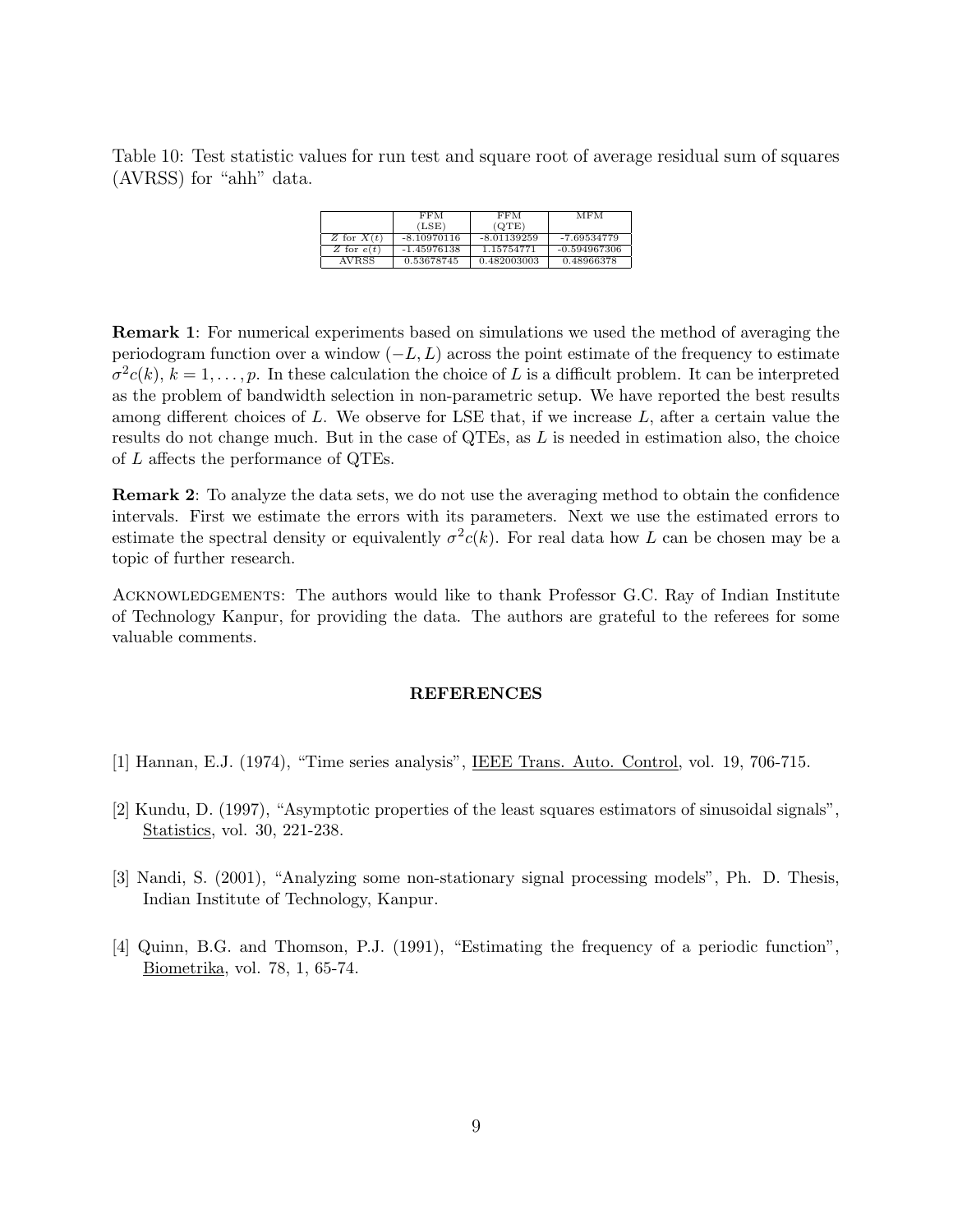Table 10: Test statistic values for run test and square root of average residual sum of squares (AVRSS) for "ahh" data.

| | FFM (LSE) | FFM (QTE) | MFM |
|---|---|---|---|
| $Z$ for $X(t)$ | -8.10970116 | -8.01139259 | -7.69534779 |
| $Z$ for $e(t)$ | -1.45976138 | 1.15754771 | -0.594967306 |
| AVRSS | 0.53678745 | 0.482003003 | 0.48966378 |

**Remark 1**: For numerical experiments based on simulations we used the method of averaging the periodogram function over a window $(-L, L)$ across the point estimate of the frequency to estimate $\sigma^2 c(k)$, $k = 1, \ldots, p$. In these calculation the choice of $L$ is a difficult problem. It can be interpreted as the problem of bandwidth selection in non-parametric setup. We have reported the best results among different choices of $L$. We observe for LSE that, if we increase $L$, after a certain value the results do not change much. But in the case of QTEs, as $L$ is needed in estimation also, the choice of $L$ affects the performance of QTEs.

**Remark 2**: To analyze the data sets, we do not use the averaging method to obtain the confidence intervals. First we estimate the errors with its parameters. Next we use the estimated errors to estimate the spectral density or equivalently $\sigma^2 c(k)$. For real data how $L$ can be chosen may be a topic of further research.

Acknowledgements: The authors would like to thank Professor G.C. Ray of Indian Institute of Technology Kanpur, for providing the data. The authors are grateful to the referees for some valuable comments.

## REFERENCES

[1] Hannan, E.J. (1974), "Time series analysis", IEEE Trans. Auto. Control, vol. 19, 706-715.

[2] Kundu, D. (1997), "Asymptotic properties of the least squares estimators of sinusoidal signals", Statistics, vol. 30, 221-238.

[3] Nandi, S. (2001), "Analyzing some non-stationary signal processing models", Ph. D. Thesis, Indian Institute of Technology, Kanpur.

[4] Quinn, B.G. and Thomson, P.J. (1991), "Estimating the frequency of a periodic function", Biometrika, vol. 78, 1, 65-74.